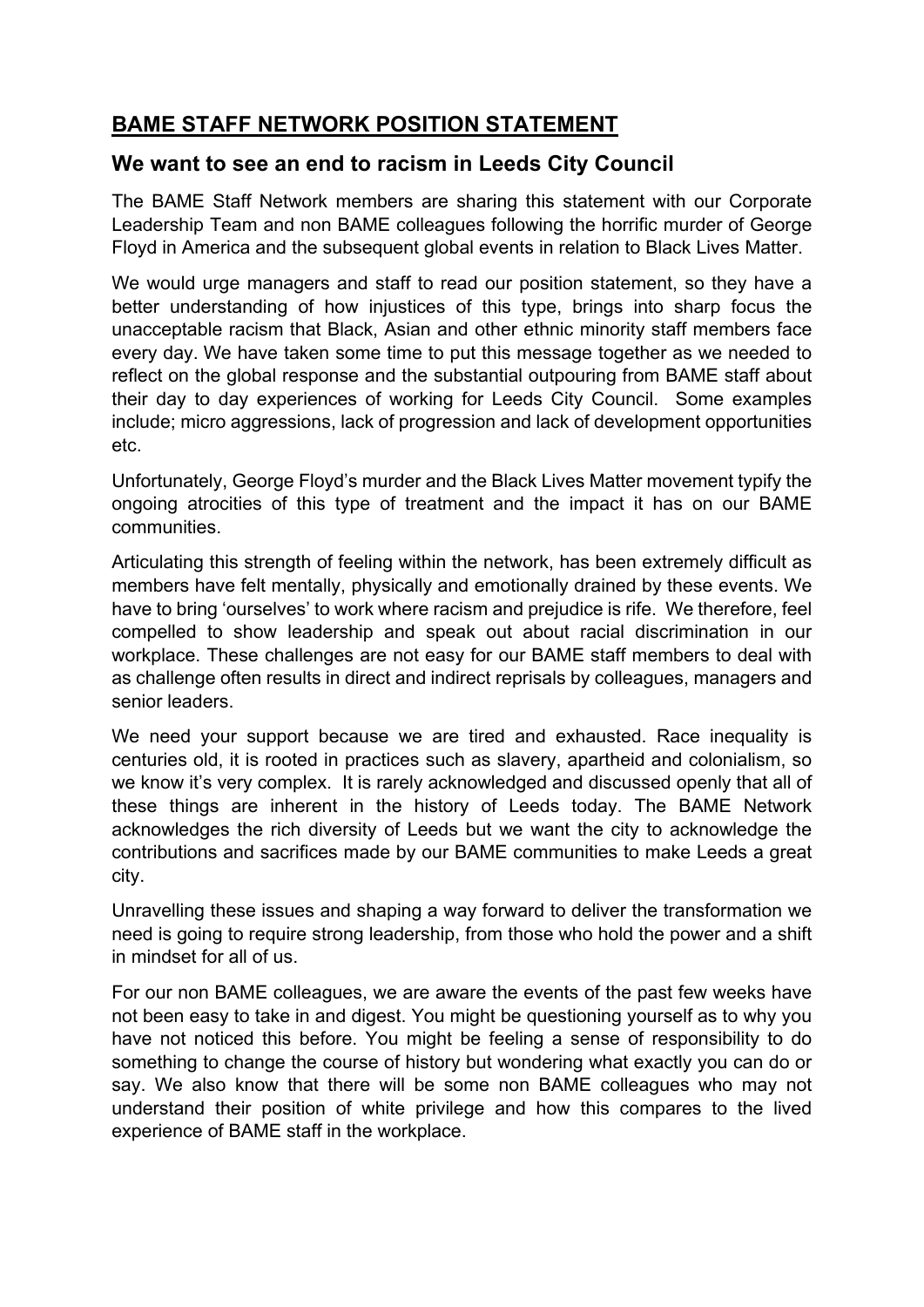# BAME STAFF NETWORK POSITION STATEMENT

## We want to see an end to racism in Leeds City Council

The BAME Staff Network members are sharing this statement with our Corporate Leadership Team and non BAME colleagues following the horrific murder of George Floyd in America and the subsequent global events in relation to Black Lives Matter.

We would urge managers and staff to read our position statement, so they have a better understanding of how injustices of this type, brings into sharp focus the unacceptable racism that Black, Asian and other ethnic minority staff members face every day. We have taken some time to put this message together as we needed to reflect on the global response and the substantial outpouring from BAME staff about their day to day experiences of working for Leeds City Council. Some examples include; micro aggressions, lack of progression and lack of development opportunities etc.

Unfortunately, George Floyd's murder and the Black Lives Matter movement typify the ongoing atrocities of this type of treatment and the impact it has on our BAME communities.

Articulating this strength of feeling within the network, has been extremely difficult as members have felt mentally, physically and emotionally drained by these events. We have to bring 'ourselves' to work where racism and prejudice is rife. We therefore, feel compelled to show leadership and speak out about racial discrimination in our workplace. These challenges are not easy for our BAME staff members to deal with as challenge often results in direct and indirect reprisals by colleagues, managers and senior leaders.

We need your support because we are tired and exhausted. Race inequality is centuries old, it is rooted in practices such as slavery, apartheid and colonialism, so we know it's very complex. It is rarely acknowledged and discussed openly that all of these things are inherent in the history of Leeds today. The BAME Network acknowledges the rich diversity of Leeds but we want the city to acknowledge the contributions and sacrifices made by our BAME communities to make Leeds a great city.

Unravelling these issues and shaping a way forward to deliver the transformation we need is going to require strong leadership, from those who hold the power and a shift in mindset for all of us.

For our non BAME colleagues, we are aware the events of the past few weeks have not been easy to take in and digest. You might be questioning yourself as to why you have not noticed this before. You might be feeling a sense of responsibility to do something to change the course of history but wondering what exactly you can do or say. We also know that there will be some non BAME colleagues who may not understand their position of white privilege and how this compares to the lived experience of BAME staff in the workplace.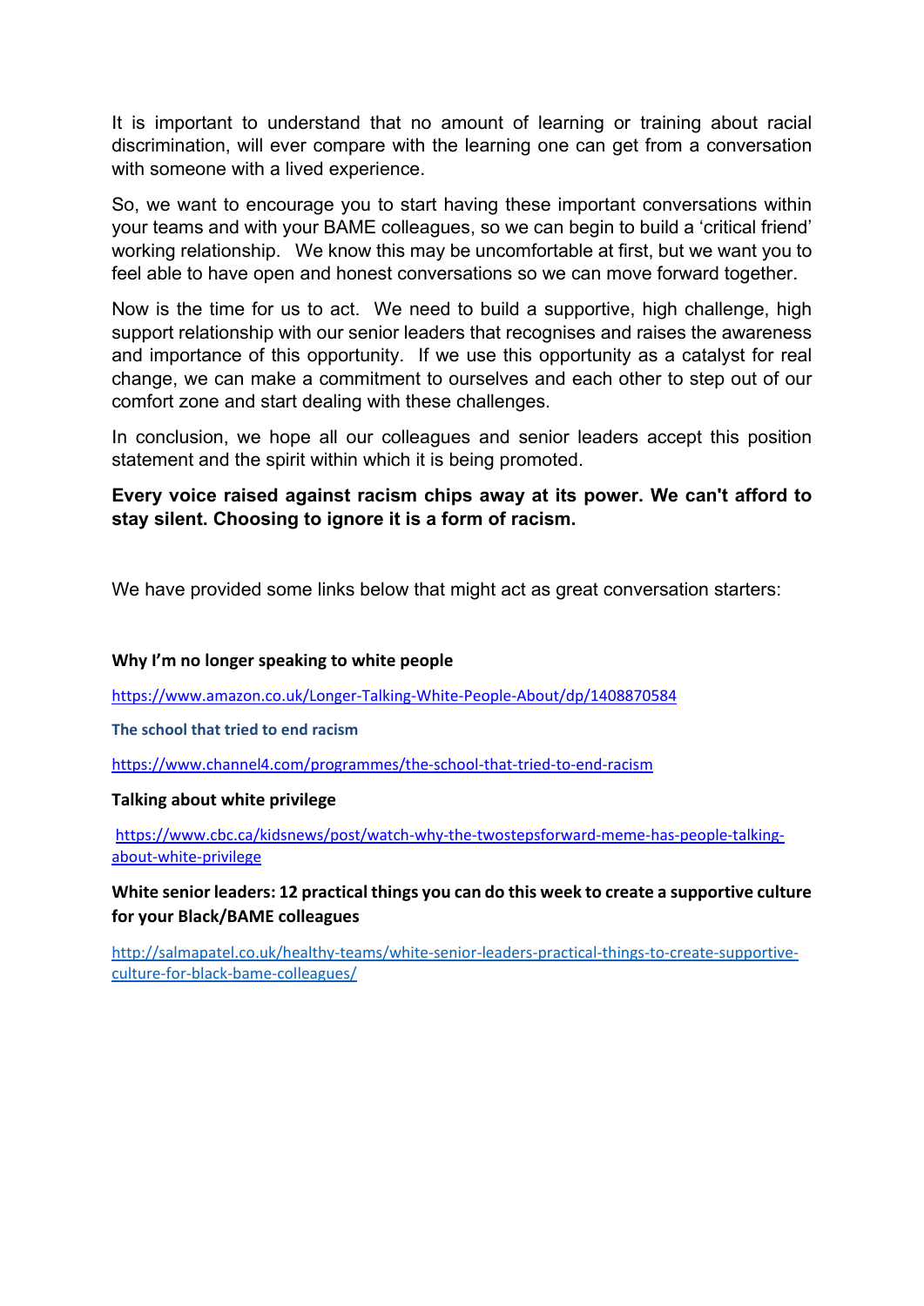It is important to understand that no amount of learning or training about racial discrimination, will ever compare with the learning one can get from a conversation with someone with a lived experience.

So, we want to encourage you to start having these important conversations within your teams and with your BAME colleagues, so we can begin to build a 'critical friend' working relationship. We know this may be uncomfortable at first, but we want you to feel able to have open and honest conversations so we can move forward together.

Now is the time for us to act. We need to build a supportive, high challenge, high support relationship with our senior leaders that recognises and raises the awareness and importance of this opportunity. If we use this opportunity as a catalyst for real change, we can make a commitment to ourselves and each other to step out of our comfort zone and start dealing with these challenges.

In conclusion, we hope all our colleagues and senior leaders accept this position statement and the spirit within which it is being promoted.

**Every voice raised against racism chips away at its power. We can't afford to stay silent. Choosing to ignore it is a form of racism.**

We have provided some links below that might act as great conversation starters:

**Why I'm no longer speaking to white people**

https://www.amazon.co.uk/Longer-Talking-White-People-About/dp/1408870584

**The school that tried to end racism**

https://www.channel4.com/programmes/the-school-that-tried-to-end-racism

**Talking about white privilege**

https://www.cbc.ca/kidsnews/post/watch-why-the-twostepsforward-meme-has-people-talking-about-white-privilege

**White senior leaders: 12 practical things you can do this week to create a supportive culture for your Black/BAME colleagues**

http://salmapatel.co.uk/healthy-teams/white-senior-leaders-practical-things-to-create-supportive-culture-for-black-bame-colleagues/